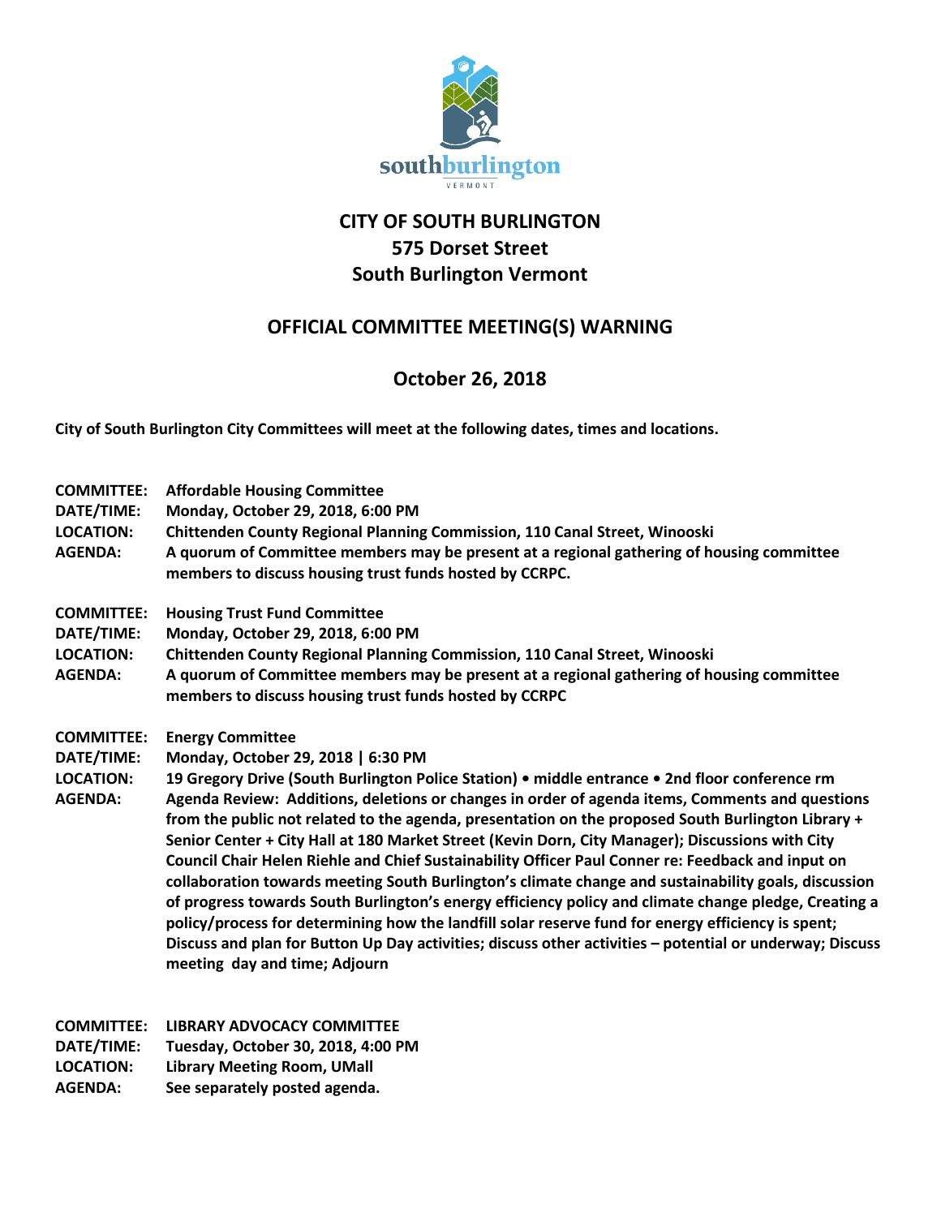# CITY OF SOUTH BURLINGTON
# 575 Dorset Street
# South Burlington Vermont

## OFFICIAL COMMITTEE MEETING(S) WARNING

## October 26, 2018

**City of South Burlington City Committees will meet at the following dates, times and locations.**

**COMMITTEE:** **Affordable Housing Committee**
**DATE/TIME:** **Monday, October 29, 2018, 6:00 PM**
**LOCATION:** **Chittenden County Regional Planning Commission, 110 Canal Street, Winooski**
**AGENDA:** **A quorum of Committee members may be present at a regional gathering of housing committee members to discuss housing trust funds hosted by CCRPC.**

**COMMITTEE:** **Housing Trust Fund Committee**
**DATE/TIME:** **Monday, October 29, 2018, 6:00 PM**
**LOCATION:** **Chittenden County Regional Planning Commission, 110 Canal Street, Winooski**
**AGENDA:** **A quorum of Committee members may be present at a regional gathering of housing committee members to discuss housing trust funds hosted by CCRPC**

**COMMITTEE:** **Energy Committee**
**DATE/TIME:** **Monday, October 29, 2018 | 6:30 PM**
**LOCATION:** **19 Gregory Drive (South Burlington Police Station) • middle entrance • 2nd floor conference rm**
**AGENDA:** **Agenda Review: Additions, deletions or changes in order of agenda items, Comments and questions from the public not related to the agenda, presentation on the proposed South Burlington Library + Senior Center + City Hall at 180 Market Street (Kevin Dorn, City Manager); Discussions with City Council Chair Helen Riehle and Chief Sustainability Officer Paul Conner re: Feedback and input on collaboration towards meeting South Burlington's climate change and sustainability goals, discussion of progress towards South Burlington's energy efficiency policy and climate change pledge, Creating a policy/process for determining how the landfill solar reserve fund for energy efficiency is spent; Discuss and plan for Button Up Day activities; discuss other activities – potential or underway; Discuss meeting day and time; Adjourn**

**COMMITTEE:** **LIBRARY ADVOCACY COMMITTEE**
**DATE/TIME:** **Tuesday, October 30, 2018, 4:00 PM**
**LOCATION:** **Library Meeting Room, UMall**
**AGENDA:** **See separately posted agenda.**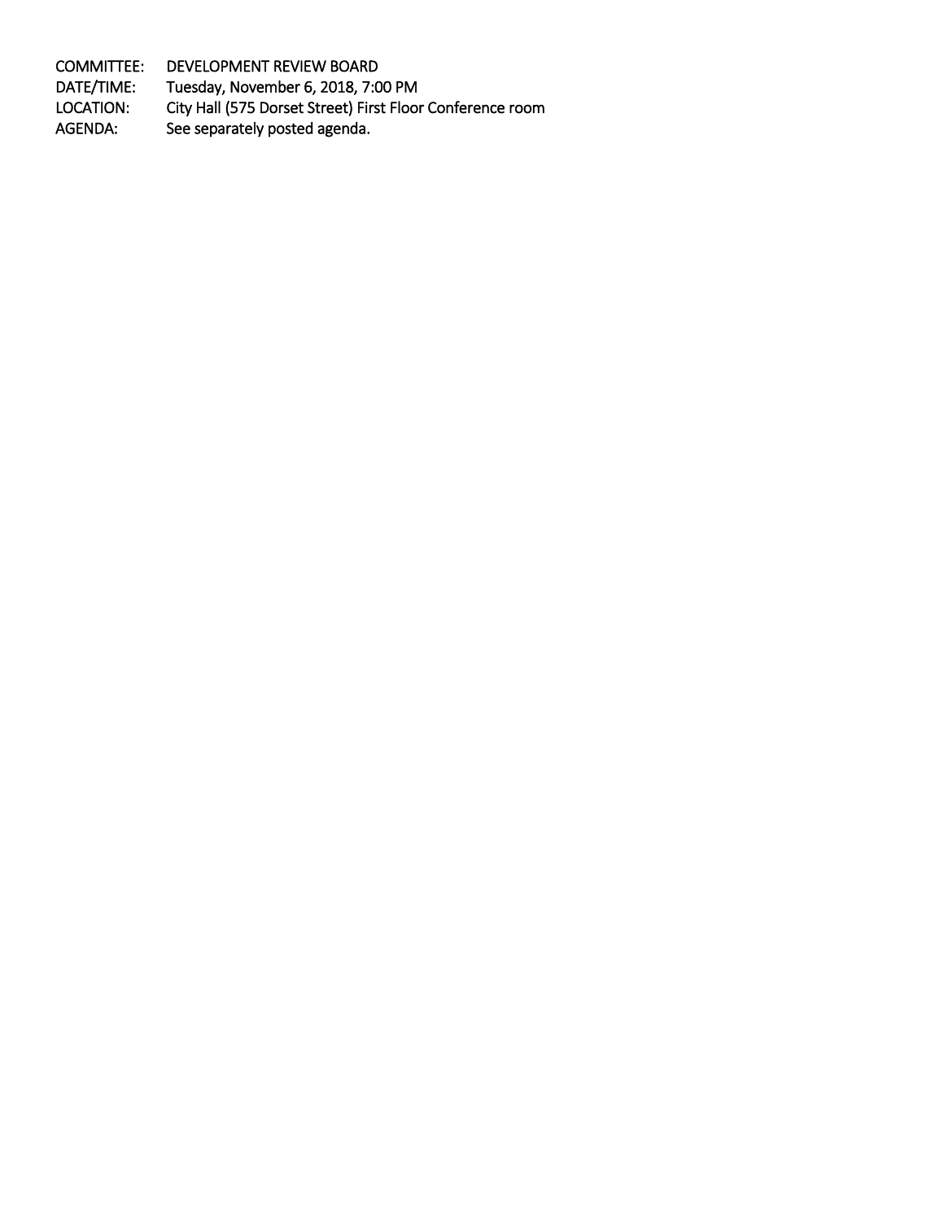COMMITTEE: DEVELOPMENT REVIEW BOARD
DATE/TIME: Tuesday, November 6, 2018, 7:00 PM
LOCATION: City Hall (575 Dorset Street) First Floor Conference room
AGENDA: See separately posted agenda.